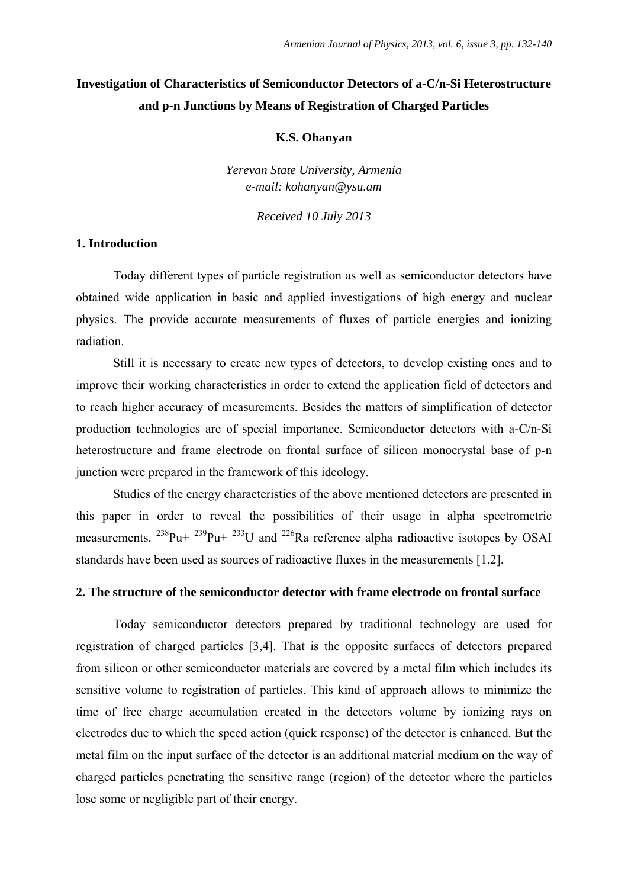# Investigation of Characteristics of Semiconductor Detectors of a-C/n-Si Heterostructure and p-n Junctions by Means of Registration of Charged Particles

**K.S. Ohanyan**

*Yerevan State University, Armenia*
*e-mail: kohanyan@ysu.am*

*Received 10 July 2013*

## 1. Introduction

Today different types of particle registration as well as semiconductor detectors have obtained wide application in basic and applied investigations of high energy and nuclear physics. The provide accurate measurements of fluxes of particle energies and ionizing radiation.

Still it is necessary to create new types of detectors, to develop existing ones and to improve their working characteristics in order to extend the application field of detectors and to reach higher accuracy of measurements. Besides the matters of simplification of detector production technologies are of special importance. Semiconductor detectors with a-C/n-Si heterostructure and frame electrode on frontal surface of silicon monocrystal base of p-n junction were prepared in the framework of this ideology.

Studies of the energy characteristics of the above mentioned detectors are presented in this paper in order to reveal the possibilities of their usage in alpha spectrometric measurements. $^{238}$Pu+ $^{239}$Pu+ $^{233}$U and $^{226}$Ra reference alpha radioactive isotopes by OSAI standards have been used as sources of radioactive fluxes in the measurements [1,2].

## 2. The structure of the semiconductor detector with frame electrode on frontal surface

Today semiconductor detectors prepared by traditional technology are used for registration of charged particles [3,4]. That is the opposite surfaces of detectors prepared from silicon or other semiconductor materials are covered by a metal film which includes its sensitive volume to registration of particles. This kind of approach allows to minimize the time of free charge accumulation created in the detectors volume by ionizing rays on electrodes due to which the speed action (quick response) of the detector is enhanced. But the metal film on the input surface of the detector is an additional material medium on the way of charged particles penetrating the sensitive range (region) of the detector where the particles lose some or negligible part of their energy.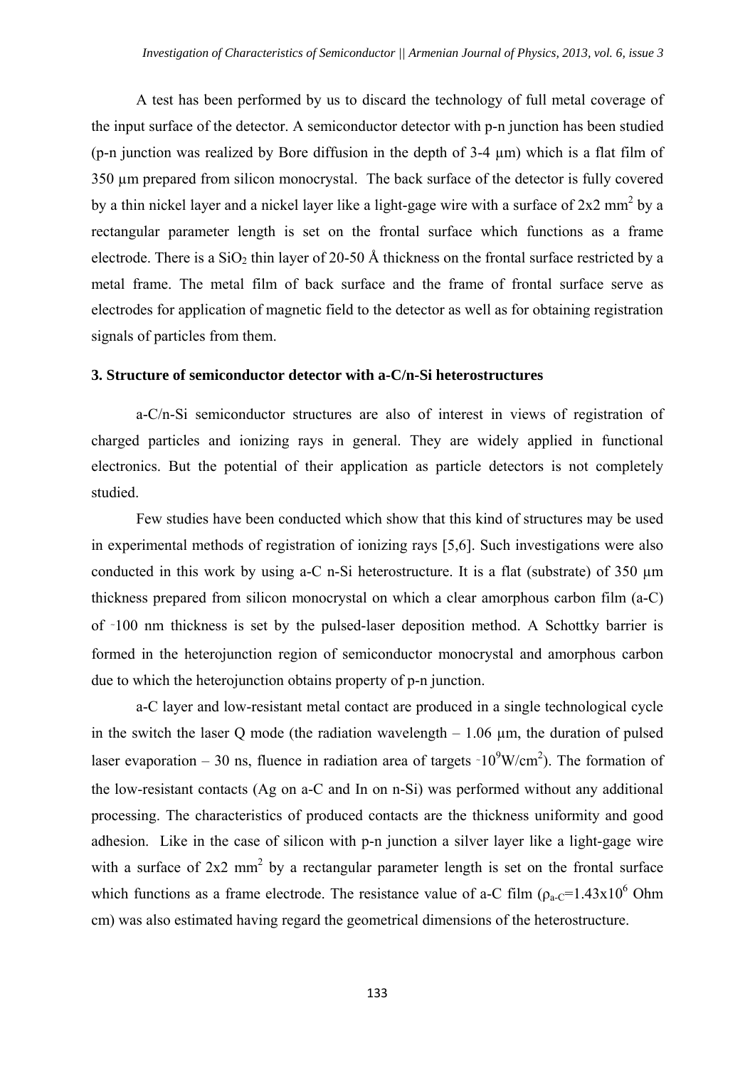A test has been performed by us to discard the technology of full metal coverage of the input surface of the detector. A semiconductor detector with p-n junction has been studied (p-n junction was realized by Bore diffusion in the depth of 3-4 µm) which is a flat film of 350 µm prepared from silicon monocrystal. The back surface of the detector is fully covered by a thin nickel layer and a nickel layer like a light-gage wire with a surface of 2x2 mm$^2$ by a rectangular parameter length is set on the frontal surface which functions as a frame electrode. There is a $SiO_2$ thin layer of 20-50 Å thickness on the frontal surface restricted by a metal frame. The metal film of back surface and the frame of frontal surface serve as electrodes for application of magnetic field to the detector as well as for obtaining registration signals of particles from them.

### 3. Structure of semiconductor detector with a-C/n-Si heterostructures

a-C/n-Si semiconductor structures are also of interest in views of registration of charged particles and ionizing rays in general. They are widely applied in functional electronics. But the potential of their application as particle detectors is not completely studied.

Few studies have been conducted which show that this kind of structures may be used in experimental methods of registration of ionizing rays [5,6]. Such investigations were also conducted in this work by using a-C n-Si heterostructure. It is a flat (substrate) of 350 µm thickness prepared from silicon monocrystal on which a clear amorphous carbon film (a-C) of ~100 nm thickness is set by the pulsed-laser deposition method. A Schottky barrier is formed in the heterojunction region of semiconductor monocrystal and amorphous carbon due to which the heterojunction obtains property of p-n junction.

a-C layer and low-resistant metal contact are produced in a single technological cycle in the switch the laser Q mode (the radiation wavelength – 1.06 µm, the duration of pulsed laser evaporation – 30 ns, fluence in radiation area of targets ~$10^9$W/cm$^2$). The formation of the low-resistant contacts (Ag on a-C and In on n-Si) was performed without any additional processing. The characteristics of produced contacts are the thickness uniformity and good adhesion. Like in the case of silicon with p-n junction a silver layer like a light-gage wire with a surface of 2x2 mm$^2$ by a rectangular parameter length is set on the frontal surface which functions as a frame electrode. The resistance value of a-C film ($\rho_{a\text{-}C}$=1.43x10$^6$ Ohm cm) was also estimated having regard the geometrical dimensions of the heterostructure.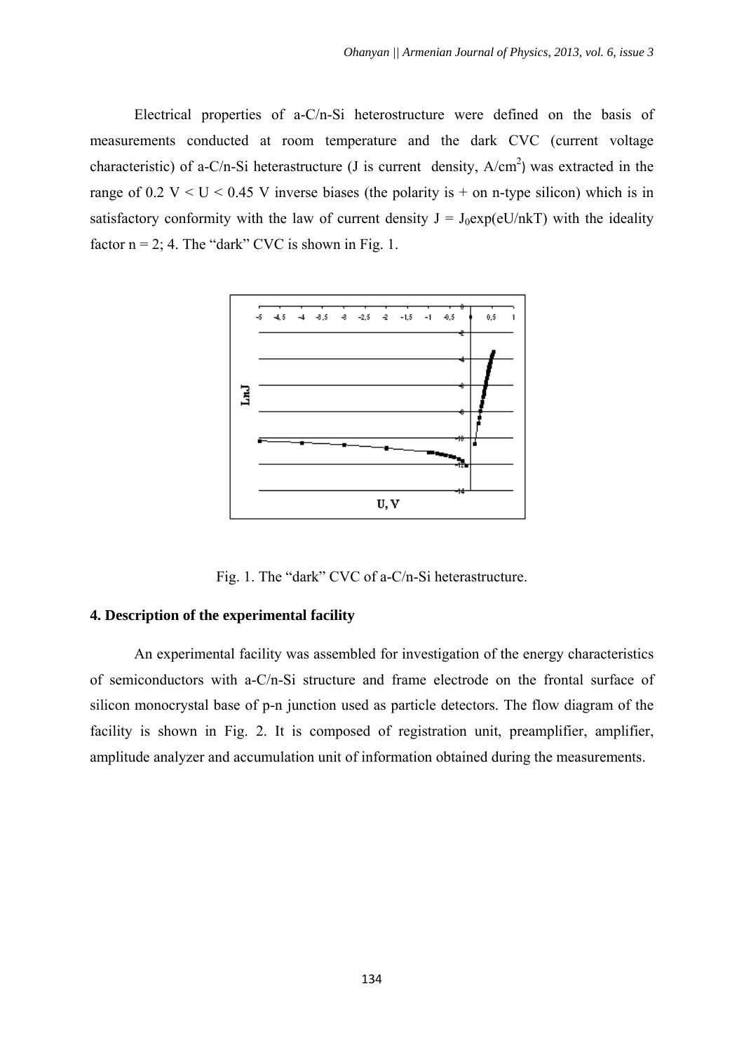Electrical properties of a-C/n-Si heterostructure were defined on the basis of measurements conducted at room temperature and the dark CVC (current voltage characteristic) of a-C/n-Si heterastructure (J is current density, $A/cm^2$) was extracted in the range of 0.2 V < U < 0.45 V inverse biases (the polarity is + on n-type silicon) which is in satisfactory conformity with the law of current density $J = J_0\exp(eU/nkT)$ with the ideality factor n = 2; 4. The "dark" CVC is shown in Fig. 1.

Fig. 1. The "dark" CVC of a-C/n-Si heterastructure.

## 4. Description of the experimental facility

An experimental facility was assembled for investigation of the energy characteristics of semiconductors with a-C/n-Si structure and frame electrode on the frontal surface of silicon monocrystal base of p-n junction used as particle detectors. The flow diagram of the facility is shown in Fig. 2. It is composed of registration unit, preamplifier, amplifier, amplitude analyzer and accumulation unit of information obtained during the measurements.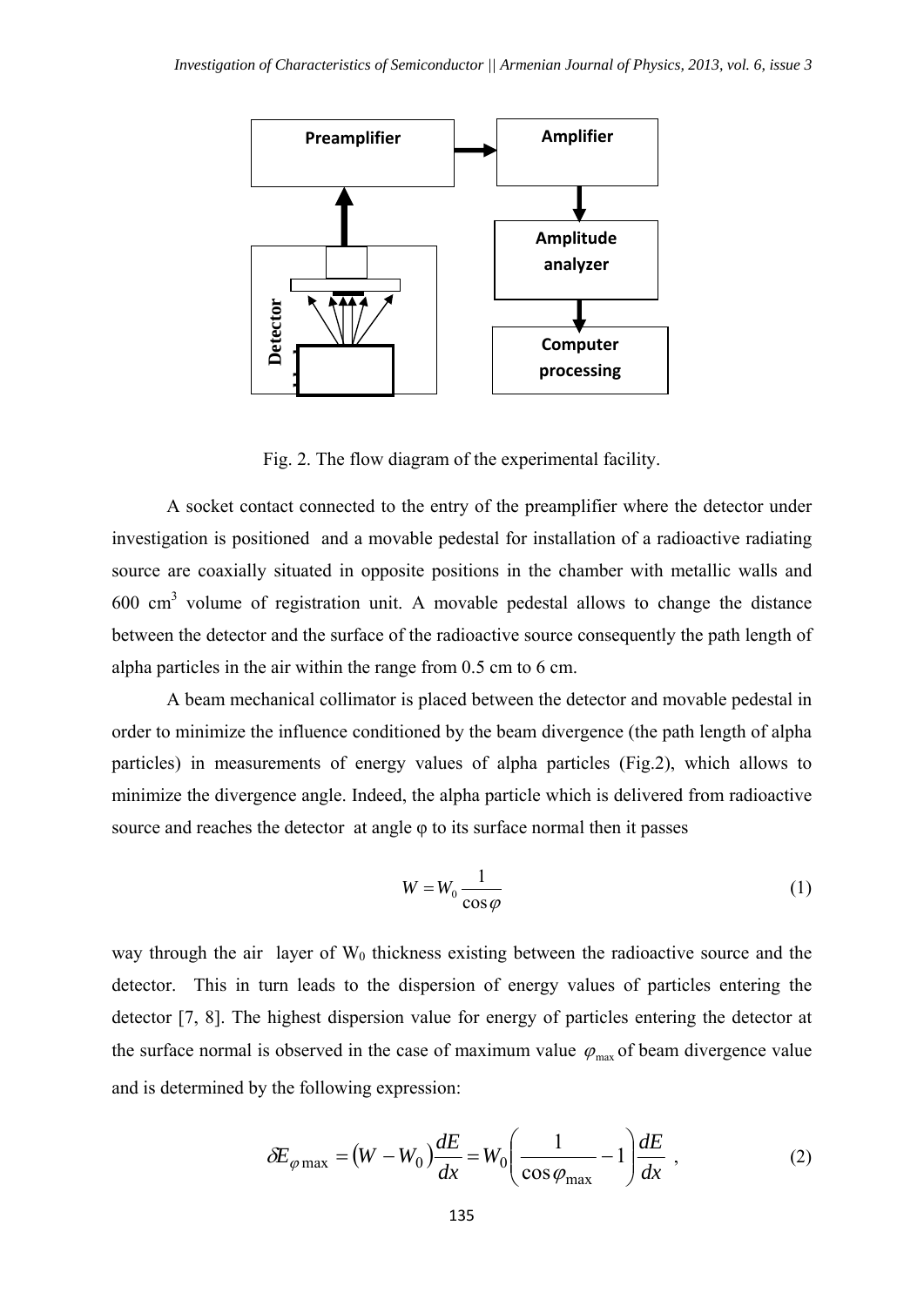Fig. 2. The flow diagram of the experimental facility.

A socket contact connected to the entry of the preamplifier where the detector under investigation is positioned and a movable pedestal for installation of a radioactive radiating source are coaxially situated in opposite positions in the chamber with metallic walls and 600 $cm^3$ volume of registration unit. A movable pedestal allows to change the distance between the detector and the surface of the radioactive source consequently the path length of alpha particles in the air within the range from 0.5 cm to 6 cm.

A beam mechanical collimator is placed between the detector and movable pedestal in order to minimize the influence conditioned by the beam divergence (the path length of alpha particles) in measurements of energy values of alpha particles (Fig.2), which allows to minimize the divergence angle. Indeed, the alpha particle which is delivered from radioactive source and reaches the detector at angle φ to its surface normal then it passes

$$W = W_0 \frac{1}{\cos\varphi} \tag{1}$$

way through the air layer of $W_0$ thickness existing between the radioactive source and the detector. This in turn leads to the dispersion of energy values of particles entering the detector [7, 8]. The highest dispersion value for energy of particles entering the detector at the surface normal is observed in the case of maximum value $\varphi_{\max}$ of beam divergence value and is determined by the following expression:

$$\delta E_{\varphi \max} = \left(W - W_0\right)\frac{dE}{dx} = W_0\left(\frac{1}{\cos\varphi_{\max}} - 1\right)\frac{dE}{dx} \ , \tag{2}$$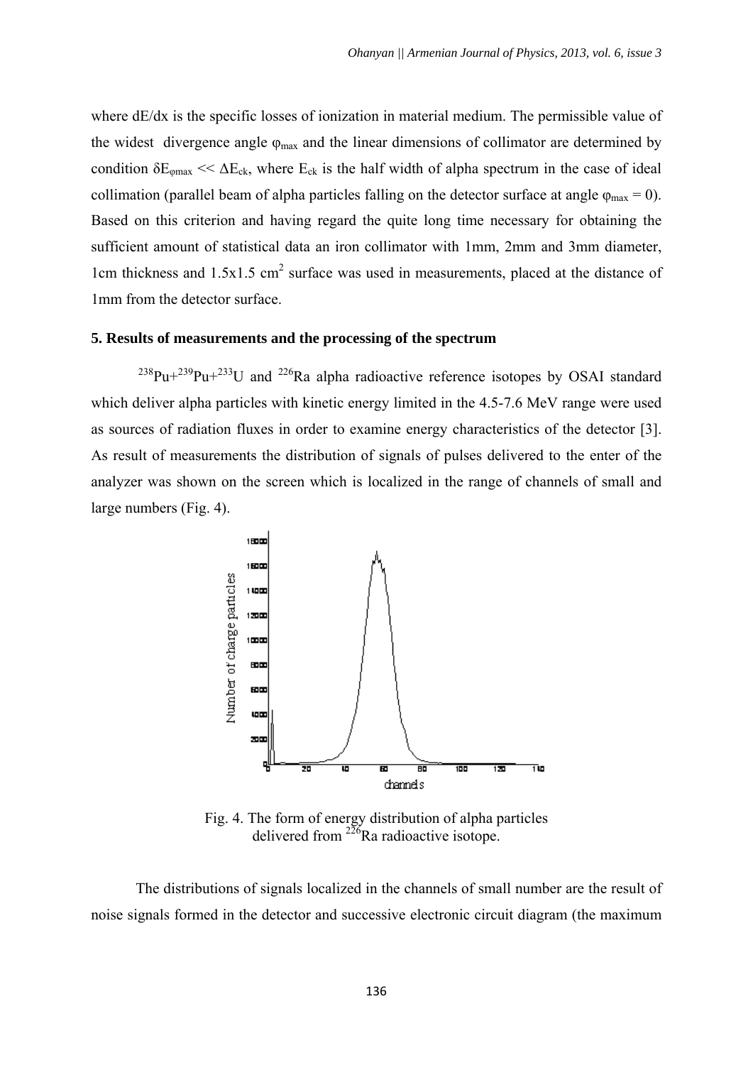where dE/dx is the specific losses of ionization in material medium. The permissible value of the widest divergence angle $\varphi_{max}$ and the linear dimensions of collimator are determined by condition $\delta E_{\varphi max} << \Delta E_{ck}$, where $E_{ck}$ is the half width of alpha spectrum in the case of ideal collimation (parallel beam of alpha particles falling on the detector surface at angle $\varphi_{max} = 0$). Based on this criterion and having regard the quite long time necessary for obtaining the sufficient amount of statistical data an iron collimator with 1mm, 2mm and 3mm diameter, 1cm thickness and 1.5x1.5 $cm^2$ surface was used in measurements, placed at the distance of 1mm from the detector surface.

## 5. Results of measurements and the processing of the spectrum

$^{238}Pu$+$^{239}Pu$+$^{233}U$ and $^{226}Ra$ alpha radioactive reference isotopes by OSAI standard which deliver alpha particles with kinetic energy limited in the 4.5-7.6 MeV range were used as sources of radiation fluxes in order to examine energy characteristics of the detector [3]. As result of measurements the distribution of signals of pulses delivered to the enter of the analyzer was shown on the screen which is localized in the range of channels of small and large numbers (Fig. 4).

Fig. 4. The form of energy distribution of alpha particles delivered from $^{226}Ra$ radioactive isotope.

The distributions of signals localized in the channels of small number are the result of noise signals formed in the detector and successive electronic circuit diagram (the maximum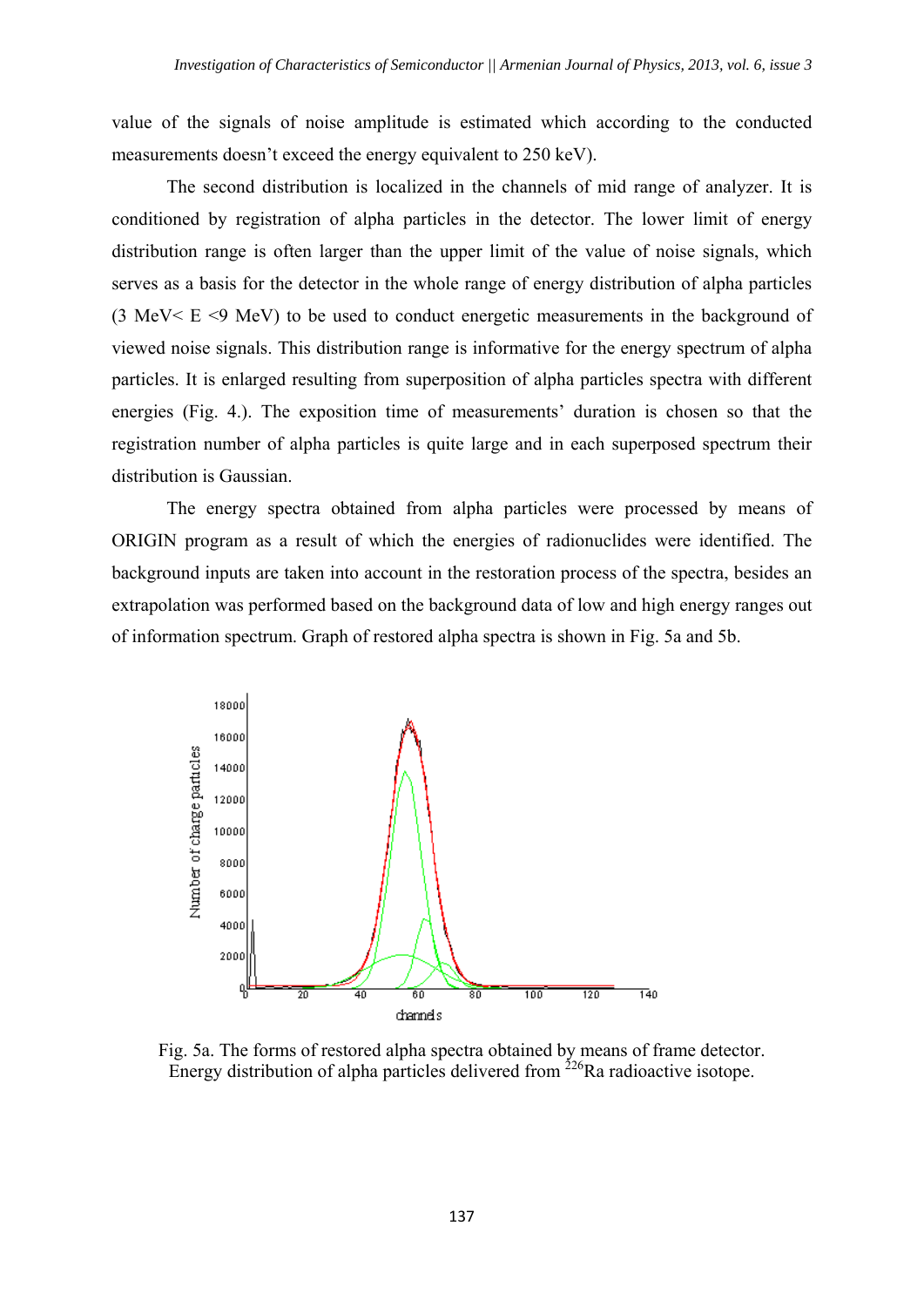value of the signals of noise amplitude is estimated which according to the conducted measurements doesn't exceed the energy equivalent to 250 keV).

The second distribution is localized in the channels of mid range of analyzer. It is conditioned by registration of alpha particles in the detector. The lower limit of energy distribution range is often larger than the upper limit of the value of noise signals, which serves as a basis for the detector in the whole range of energy distribution of alpha particles (3 MeV< E <9 MeV) to be used to conduct energetic measurements in the background of viewed noise signals. This distribution range is informative for the energy spectrum of alpha particles. It is enlarged resulting from superposition of alpha particles spectra with different energies (Fig. 4.). The exposition time of measurements' duration is chosen so that the registration number of alpha particles is quite large and in each superposed spectrum their distribution is Gaussian.

The energy spectra obtained from alpha particles were processed by means of ORIGIN program as a result of which the energies of radionuclides were identified. The background inputs are taken into account in the restoration process of the spectra, besides an extrapolation was performed based on the background data of low and high energy ranges out of information spectrum. Graph of restored alpha spectra is shown in Fig. 5a and 5b.

Fig. 5a. The forms of restored alpha spectra obtained by means of frame detector. Energy distribution of alpha particles delivered from $^{226}$Ra radioactive isotope.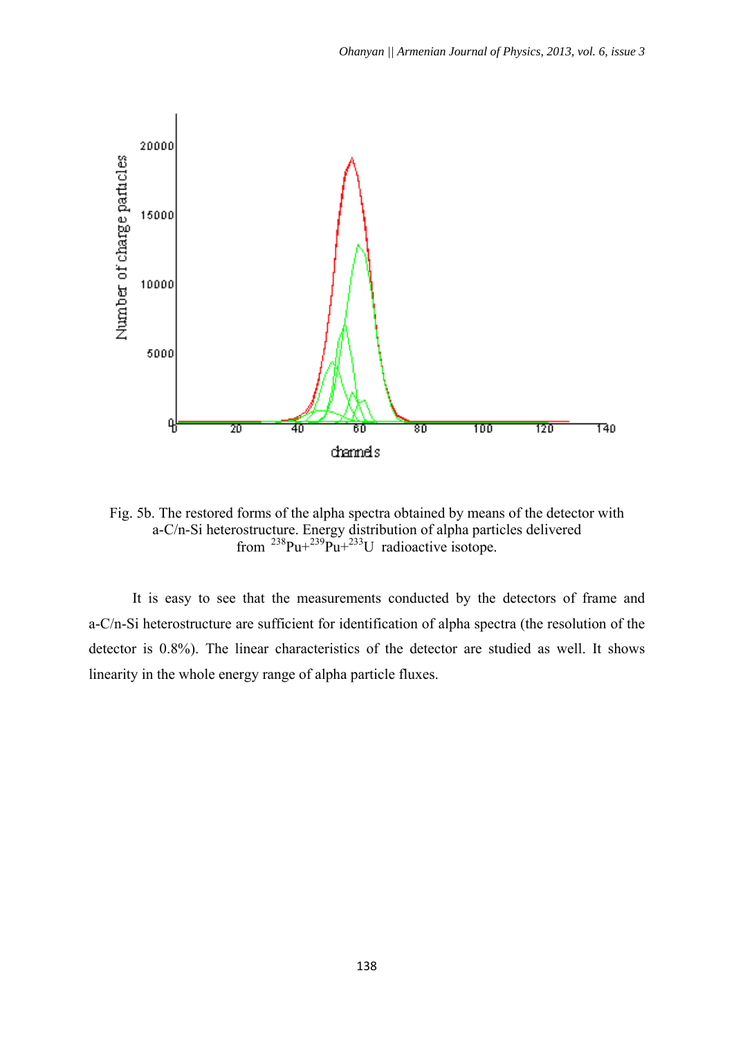Fig. 5b. The restored forms of the alpha spectra obtained by means of the detector with a-C/n-Si heterostructure. Energy distribution of alpha particles delivered from $^{238}Pu$+$^{239}Pu$+$^{233}U$ radioactive isotope.

It is easy to see that the measurements conducted by the detectors of frame and a-C/n-Si heterostructure are sufficient for identification of alpha spectra (the resolution of the detector is 0.8%). The linear characteristics of the detector are studied as well. It shows linearity in the whole energy range of alpha particle fluxes.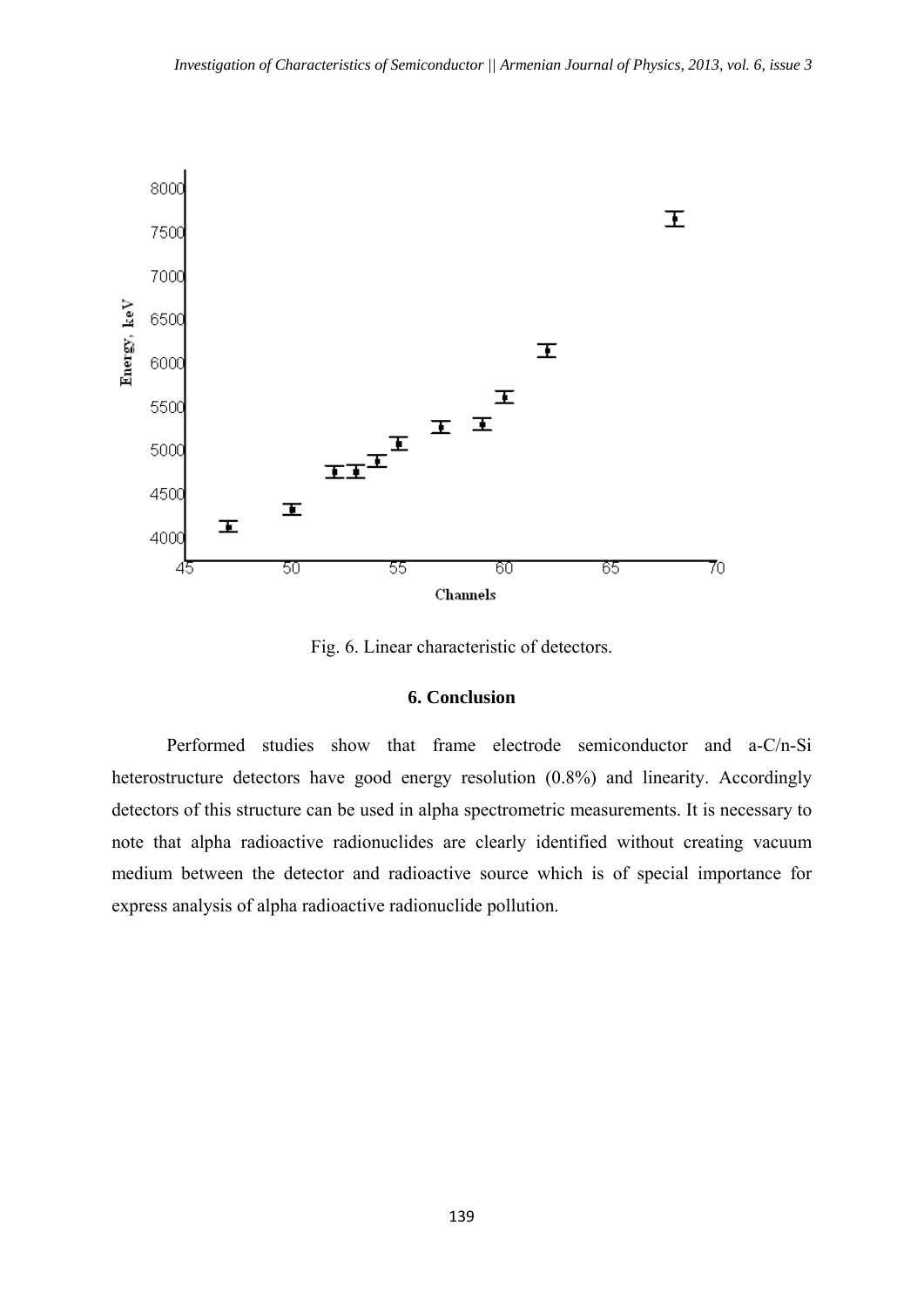Fig. 6. Linear characteristic of detectors.

## 6. Conclusion

Performed studies show that frame electrode semiconductor and a-C/n-Si heterostructure detectors have good energy resolution (0.8%) and linearity. Accordingly detectors of this structure can be used in alpha spectrometric measurements. It is necessary to note that alpha radioactive radionuclides are clearly identified without creating vacuum medium between the detector and radioactive source which is of special importance for express analysis of alpha radioactive radionuclide pollution.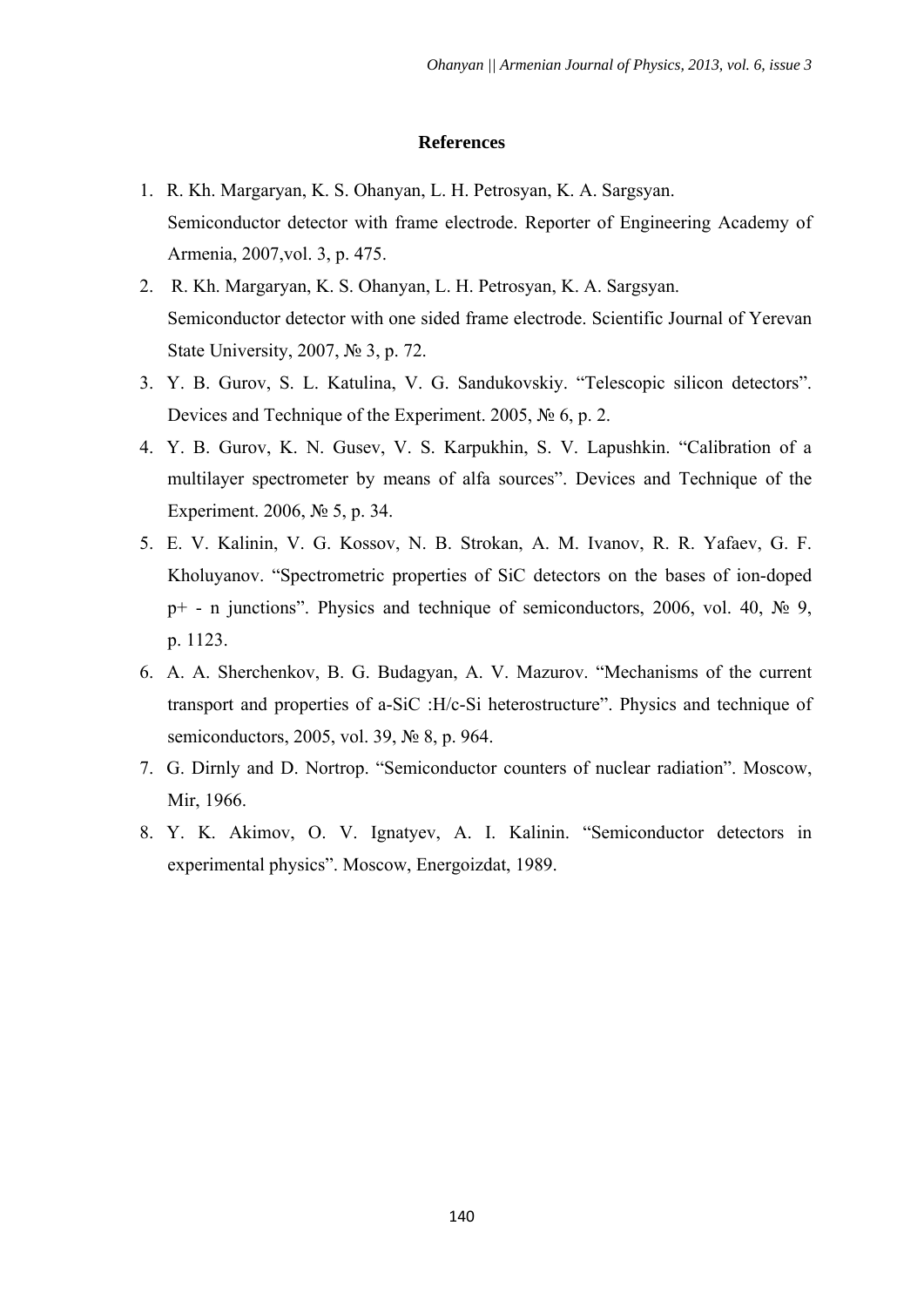### References

1. R. Kh. Margaryan, K. S. Ohanyan, L. H. Petrosyan, K. A. Sargsyan. Semiconductor detector with frame electrode. Reporter of Engineering Academy of Armenia, 2007,vol. 3, p. 475.
2. R. Kh. Margaryan, K. S. Ohanyan, L. H. Petrosyan, K. A. Sargsyan. Semiconductor detector with one sided frame electrode. Scientific Journal of Yerevan State University, 2007, № 3, p. 72.
3. Y. B. Gurov, S. L. Katulina, V. G. Sandukovskiy. "Telescopic silicon detectors". Devices and Technique of the Experiment. 2005, № 6, p. 2.
4. Y. B. Gurov, K. N. Gusev, V. S. Karpukhin, S. V. Lapushkin. "Calibration of a multilayer spectrometer by means of alfa sources". Devices and Technique of the Experiment. 2006, № 5, p. 34.
5. E. V. Kalinin, V. G. Kossov, N. B. Strokan, A. M. Ivanov, R. R. Yafaev, G. F. Kholuyanov. "Spectrometric properties of SiC detectors on the bases of ion-doped p+ - n junctions". Physics and technique of semiconductors, 2006, vol. 40, № 9, p. 1123.
6. A. A. Sherchenkov, B. G. Budagyan, A. V. Mazurov. "Mechanisms of the current transport and properties of a-SiC :H/c-Si heterostructure". Physics and technique of semiconductors, 2005, vol. 39, № 8, p. 964.
7. G. Dirnly and D. Nortrop. "Semiconductor counters of nuclear radiation". Moscow, Mir, 1966.
8. Y. K. Akimov, O. V. Ignatyev, A. I. Kalinin. "Semiconductor detectors in experimental physics". Moscow, Energoizdat, 1989.